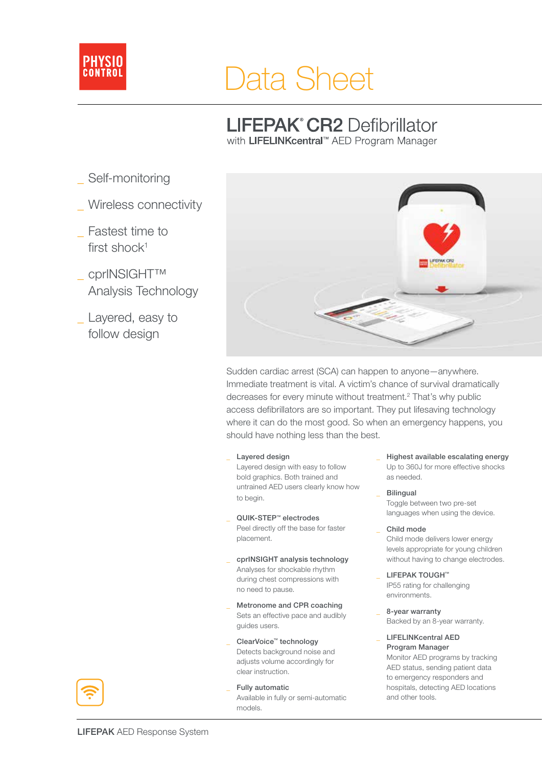PHYSIO CONTROL

# Data Sheet

## LIFEPAK® CR2 Defibrillator

with **LIFELINKcentral™** AED Program Manager

- Self-monitoring
- Wireless connectivity
- Fastest time to first shock[1]
- cprINSIGHT™ Analysis Technology
- Layered, easy to follow design

Sudden cardiac arrest (SCA) can happen to anyone—anywhere. Immediate treatment is vital. A victim's chance of survival dramatically decreases for every minute without treatment.[2] That's why public access defibrillators are so important. They put lifesaving technology where it can do the most good. So when an emergency happens, you should have nothing less than the best.

- **Layered design**
  Layered design with easy to follow bold graphics. Both trained and untrained AED users clearly know how to begin.
- **QUIK-STEP™ electrodes**
  Peel directly off the base for faster placement.
- **cprINSIGHT analysis technology**
  Analyses for shockable rhythm during chest compressions with no need to pause.
- **Metronome and CPR coaching**
  Sets an effective pace and audibly guides users.
- **ClearVoice™ technology**
  Detects background noise and adjusts volume accordingly for clear instruction.
- **Fully automatic**
  Available in fully or semi-automatic models.
- **Highest available escalating energy**
  Up to 360J for more effective shocks as needed.
- **Bilingual**
  Toggle between two pre-set languages when using the device.
- **Child mode**
  Child mode delivers lower energy levels appropriate for young children without having to change electrodes.
- **LIFEPAK TOUGH™**
  IP55 rating for challenging environments.
- **8-year warranty**
  Backed by an 8-year warranty.
- **LIFELINKcentral AED Program Manager**
  Monitor AED programs by tracking AED status, sending patient data to emergency responders and hospitals, detecting AED locations and other tools.

**LIFEPAK** AED Response System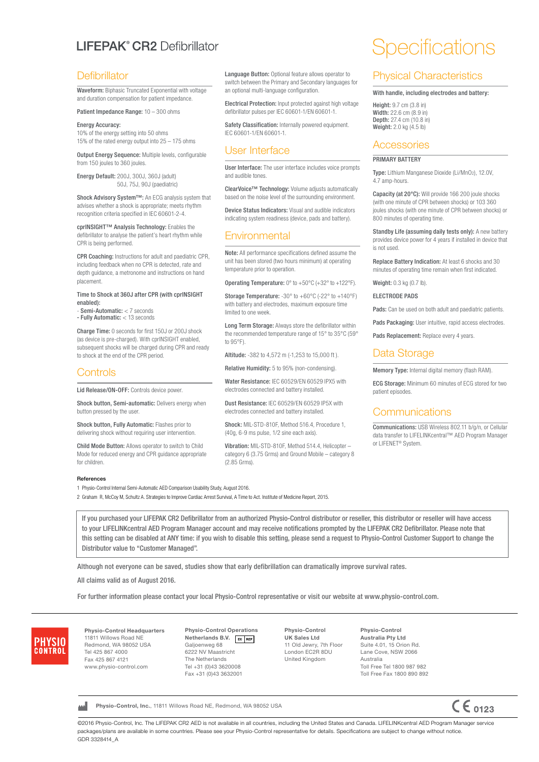# LIFEPAK® CR2 Defibrillator

# Specifications

## Defibrillator

**Waveform:** Biphasic Truncated Exponential with voltage and duration compensation for patient impedance.

**Patient Impedance Range:** 10 – 300 ohms

**Energy Accuracy:**
10% of the energy setting into 50 ohms
15% of the rated energy output into 25 – 175 ohms

**Output Energy Sequence:** Multiple levels, configurable from 150 joules to 360 joules.

**Energy Default:** 200J, 300J, 360J (adult)
50J, 75J, 90J (paediatric)

**Shock Advisory System™:** An ECG analysis system that advises whether a shock is appropriate; meets rhythm recognition criteria specified in IEC 60601-2-4.

**cprINSIGHT™ Analysis Technology:** Enables the defibrillator to analyse the patient's heart rhythm while CPR is being performed.

**CPR Coaching:** Instructions for adult and paediatric CPR, including feedback when no CPR is detected, rate and depth guidance, a metronome and instructions on hand placement.

**Time to Shock at 360J after CPR (with cprINSIGHT enabled):**
- **Semi-Automatic:** < 7 seconds
- **Fully Automatic:** < 13 seconds

**Charge Time:** 0 seconds for first 150J or 200J shock (as device is pre-charged). With cprINSIGHT enabled, subsequent shocks will be charged during CPR and ready to shock at the end of the CPR period.

## Controls

**Lid Release/ON-OFF:** Controls device power.

**Shock button, Semi-automatic:** Delivers energy when button pressed by the user.

**Shock button, Fully Automatic:** Flashes prior to delivering shock without requiring user intervention.

**Child Mode Button:** Allows operator to switch to Child Mode for reduced energy and CPR guidance appropriate for children.

**Language Button:** Optional feature allows operator to switch between the Primary and Secondary languages for an optional multi-language configuration.

**Electrical Protection:** Input protected against high voltage defibrillator pulses per IEC 60601-1/EN 60601-1.

**Safety Classification:** Internally powered equipment. IEC 60601-1/EN 60601-1.

## User Interface

**User Interface:** The user interface includes voice prompts and audible tones.

**ClearVoice™ Technology:** Volume adjusts automatically based on the noise level of the surrounding environment.

**Device Status Indicators:** Visual and audible indicators indicating system readiness (device, pads and battery).

## Environmental

**Note:** All performance specifications defined assume the unit has been stored (two hours minimum) at operating temperature prior to operation.

**Operating Temperature:** 0° to +50°C (+32° to +122°F).

**Storage Temperature:** -30° to +60°C (-22° to +140°F) with battery and electrodes, maximum exposure time limited to one week.

**Long Term Storage:** Always store the defibrillator within the recommended temperature range of 15° to 35°C (59° to 95°F).

**Altitude:** -382 to 4,572 m (-1,253 to 15,000 ft ).

**Relative Humidity:** 5 to 95% (non-condensing).

**Water Resistance:** IEC 60529/EN 60529 IPX5 with electrodes connected and battery installed.

**Dust Resistance:** IEC 60529/EN 60529 IP5X with electrodes connected and battery installed.

**Shock:** MIL-STD-810F, Method 516.4, Procedure 1, (40g, 6-9 ms pulse, 1/2 sine each axis).

**Vibration:** MIL-STD-810F, Method 514.4, Helicopter – category 6 (3.75 Grms) and Ground Mobile – category 8 (2.85 Grms).

## Physical Characteristics

**With handle, including electrodes and battery:**

**Height:** 9.7 cm (3.8 in)
**Width:** 22.6 cm (8.9 in)
**Depth:** 27.4 cm (10.8 in)
**Weight:** 2.0 kg (4.5 lb)

## Accessories

PRIMARY BATTERY

**Type:** Lithium Manganese Dioxide (Li/$MnO_2$), 12.0V, 4.7 amp-hours.

**Capacity (at 20°C):** Will provide 166 200 joule shocks (with one minute of CPR between shocks) or 103 360 joules shocks (with one minute of CPR between shocks) or 800 minutes of operating time.

**Standby Life (assuming daily tests only):** A new battery provides device power for 4 years if installed in device that is not used.

**Replace Battery Indication:** At least 6 shocks and 30 minutes of operating time remain when first indicated.

**Weight:** 0.3 kg (0.7 lb).

ELECTRODE PADS

**Pads:** Can be used on both adult and paediatric patients.

**Pads Packaging:** User intuitive, rapid access electrodes.

**Pads Replacement:** Replace every 4 years.

## Data Storage

**Memory Type:** Internal digital memory (flash RAM).

**ECG Storage:** Minimum 60 minutes of ECG stored for two patient episodes.

## Communications

**Communications:** USB Wireless 802.11 b/g/n, or Cellular data transfer to LIFELINKcentral™ AED Program Manager or LIFENET® System.

**References**

1 Physio-Control Internal Semi-Automatic AED Comparison Usability Study, August 2016.

2 Graham R, McCoy M, Schultz A. Strategies to Improve Cardiac Arrest Survival, A Time to Act. Institute of Medicine Report, 2015.

If you purchased your LIFEPAK CR2 Defibrillator from an authorized Physio-Control distributor or reseller, this distributor or reseller will have access to your LIFELINKcentral AED Program Manager account and may receive notifications prompted by the LIFEPAK CR2 Defibrillator. Please note that this setting can be disabled at ANY time: if you wish to disable this setting, please send a request to Physio-Control Customer Support to change the Distributor value to "Customer Managed".

Although not everyone can be saved, studies show that early defibrillation can dramatically improve survival rates.

All claims valid as of August 2016.

For further information please contact your local Physio-Control representative or visit our website at www.physio-control.com.

PHYSIO CONTROL

**Physio-Control Headquarters**
11811 Willows Road NE
Redmond, WA 98052 USA
Tel 425 867 4000
Fax 425 867 4121
www.physio-control.com

**Physio-Control Operations Netherlands B.V.** EC REP
Galjoenweg 68
6222 NV Maastricht
The Netherlands
Tel +31 (0)43 3620008
Fax +31 (0)43 3632001

**Physio-Control UK Sales Ltd**
11 Old Jewry, 7th Floor
London EC2R 8DU
United Kingdom

**Physio-Control Australia Pty Ltd**
Suite 4.01, 15 Orion Rd.
Lane Cove, NSW 2066
Australia
Toll Free Tel 1800 987 982
Toll Free Fax 1800 890 892

**Physio-Control, Inc.,** 11811 Willows Road NE, Redmond, WA 98052 USA

CE 0123

©2016 Physio-Control, Inc. The LIFEPAK CR2 AED is not available in all countries, including the United States and Canada. LIFELINKcentral AED Program Manager service packages/plans are available in some countries. Please see your Physio-Control representative for details. Specifications are subject to change without notice.
GDR 3328414_A